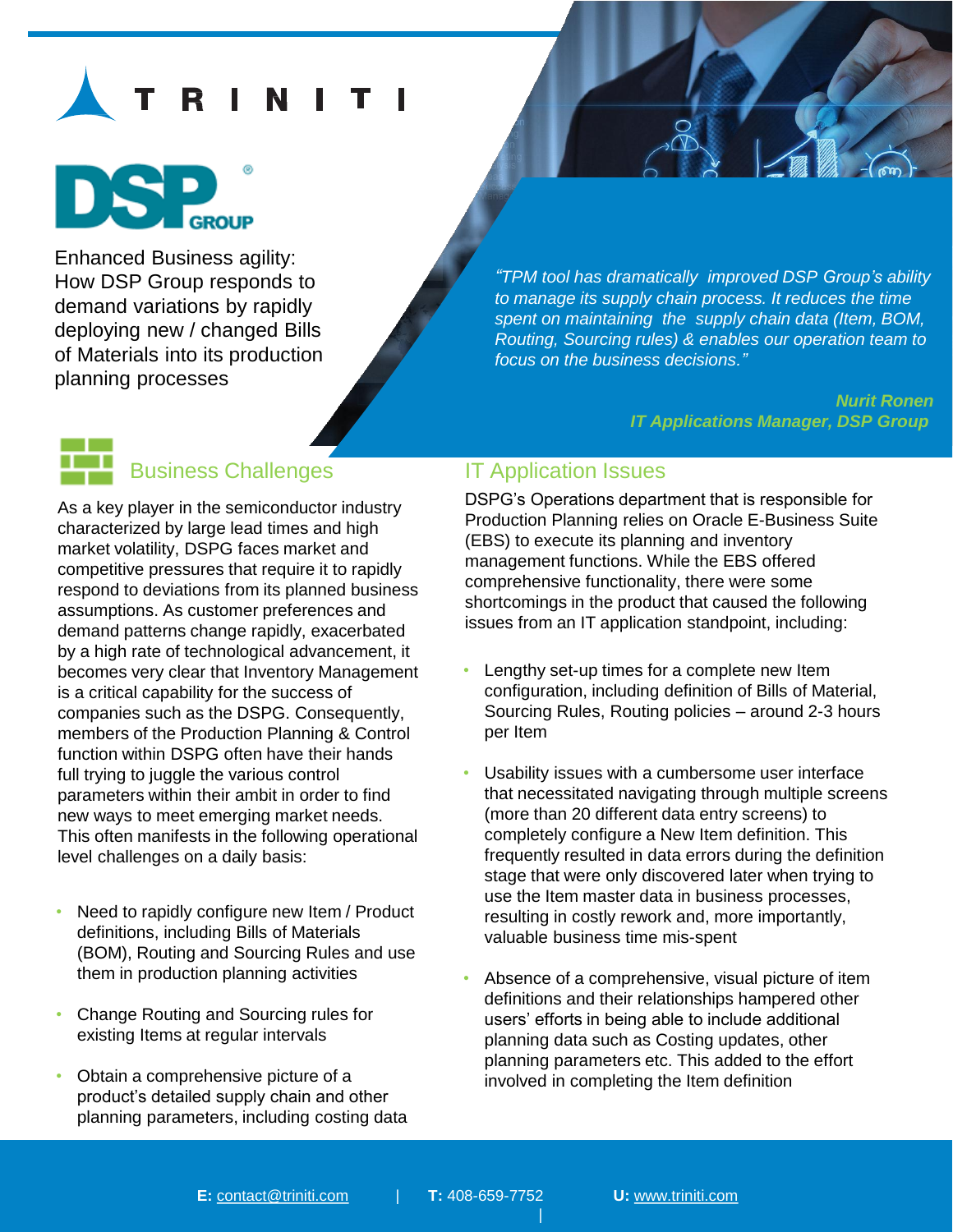# Enhanced Business agility: How DSP Group responds to demand variations by rapidly deploying new / changed Bills of Materials into its production planning processes

*"TPM tool has dramatically improved DSP Group's ability to manage its supply chain process. It reduces the time spent on maintaining the supply chain data (Item, BOM, Routing, Sourcing rules) & enables our operation team to focus on the business decisions."*

***Nurit Ronen***
***IT Applications Manager, DSP Group***

## Business Challenges

As a key player in the semiconductor industry characterized by large lead times and high market volatility, DSPG faces market and competitive pressures that require it to rapidly respond to deviations from its planned business assumptions. As customer preferences and demand patterns change rapidly, exacerbated by a high rate of technological advancement, it becomes very clear that Inventory Management is a critical capability for the success of companies such as the DSPG. Consequently, members of the Production Planning & Control function within DSPG often have their hands full trying to juggle the various control parameters within their ambit in order to find new ways to meet emerging market needs. This often manifests in the following operational level challenges on a daily basis:

- Need to rapidly configure new Item / Product definitions, including Bills of Materials (BOM), Routing and Sourcing Rules and use them in production planning activities
- Change Routing and Sourcing rules for existing Items at regular intervals
- Obtain a comprehensive picture of a product's detailed supply chain and other planning parameters, including costing data

## IT Application Issues

DSPG's Operations department that is responsible for Production Planning relies on Oracle E-Business Suite (EBS) to execute its planning and inventory management functions. While the EBS offered comprehensive functionality, there were some shortcomings in the product that caused the following issues from an IT application standpoint, including:

- Lengthy set-up times for a complete new Item configuration, including definition of Bills of Material, Sourcing Rules, Routing policies – around 2-3 hours per Item
- Usability issues with a cumbersome user interface that necessitated navigating through multiple screens (more than 20 different data entry screens) to completely configure a New Item definition. This frequently resulted in data errors during the definition stage that were only discovered later when trying to use the Item master data in business processes, resulting in costly rework and, more importantly, valuable business time mis-spent
- Absence of a comprehensive, visual picture of item definitions and their relationships hampered other users' efforts in being able to include additional planning data such as Costing updates, other planning parameters etc. This added to the effort involved in completing the Item definition

**E:** contact@triniti.com | **T:** 408-659-7752 | **U:** www.triniti.com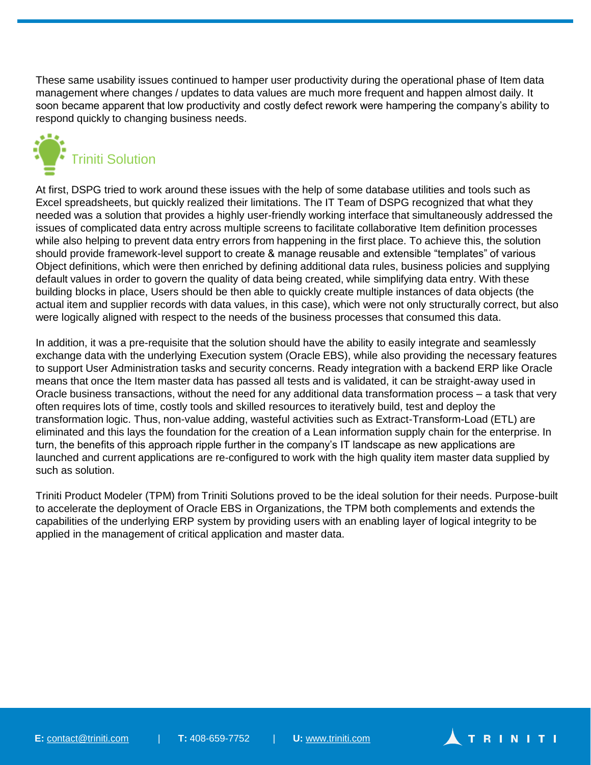These same usability issues continued to hamper user productivity during the operational phase of Item data management where changes / updates to data values are much more frequent and happen almost daily. It soon became apparent that low productivity and costly defect rework were hampering the company's ability to respond quickly to changing business needs.

## Triniti Solution

At first, DSPG tried to work around these issues with the help of some database utilities and tools such as Excel spreadsheets, but quickly realized their limitations. The IT Team of DSPG recognized that what they needed was a solution that provides a highly user-friendly working interface that simultaneously addressed the issues of complicated data entry across multiple screens to facilitate collaborative Item definition processes while also helping to prevent data entry errors from happening in the first place. To achieve this, the solution should provide framework-level support to create & manage reusable and extensible "templates" of various Object definitions, which were then enriched by defining additional data rules, business policies and supplying default values in order to govern the quality of data being created, while simplifying data entry. With these building blocks in place, Users should be then able to quickly create multiple instances of data objects (the actual item and supplier records with data values, in this case), which were not only structurally correct, but also were logically aligned with respect to the needs of the business processes that consumed this data.

In addition, it was a pre-requisite that the solution should have the ability to easily integrate and seamlessly exchange data with the underlying Execution system (Oracle EBS), while also providing the necessary features to support User Administration tasks and security concerns. Ready integration with a backend ERP like Oracle means that once the Item master data has passed all tests and is validated, it can be straight-away used in Oracle business transactions, without the need for any additional data transformation process – a task that very often requires lots of time, costly tools and skilled resources to iteratively build, test and deploy the transformation logic. Thus, non-value adding, wasteful activities such as Extract-Transform-Load (ETL) are eliminated and this lays the foundation for the creation of a Lean information supply chain for the enterprise. In turn, the benefits of this approach ripple further in the company's IT landscape as new applications are launched and current applications are re-configured to work with the high quality item master data supplied by such as solution.

Triniti Product Modeler (TPM) from Triniti Solutions proved to be the ideal solution for their needs. Purpose-built to accelerate the deployment of Oracle EBS in Organizations, the TPM both complements and extends the capabilities of the underlying ERP system by providing users with an enabling layer of logical integrity to be applied in the management of critical application and master data.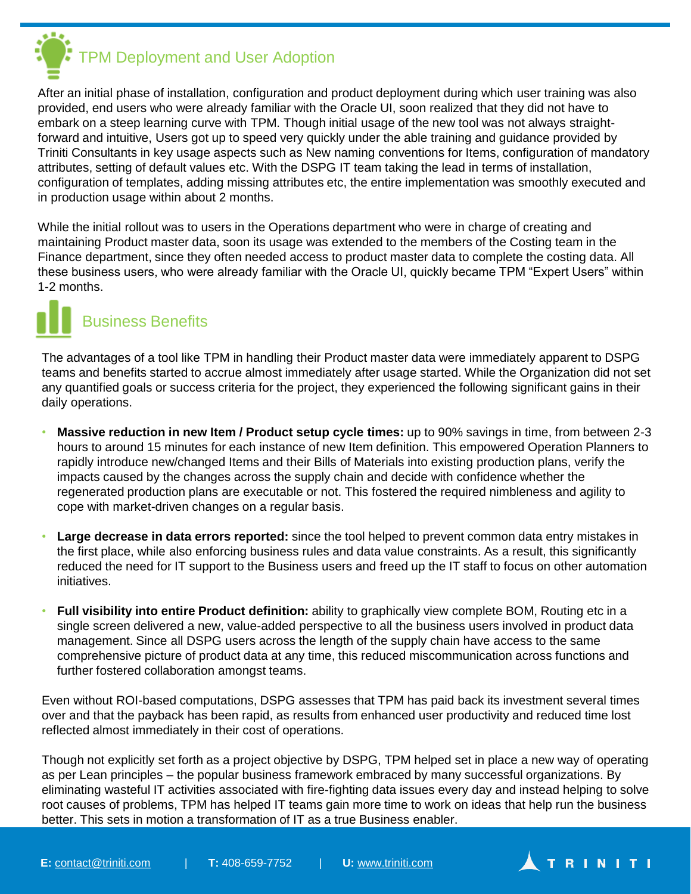## TPM Deployment and User Adoption

After an initial phase of installation, configuration and product deployment during which user training was also provided, end users who were already familiar with the Oracle UI, soon realized that they did not have to embark on a steep learning curve with TPM. Though initial usage of the new tool was not always straight-forward and intuitive, Users got up to speed very quickly under the able training and guidance provided by Triniti Consultants in key usage aspects such as New naming conventions for Items, configuration of mandatory attributes, setting of default values etc. With the DSPG IT team taking the lead in terms of installation, configuration of templates, adding missing attributes etc, the entire implementation was smoothly executed and in production usage within about 2 months.

While the initial rollout was to users in the Operations department who were in charge of creating and maintaining Product master data, soon its usage was extended to the members of the Costing team in the Finance department, since they often needed access to product master data to complete the costing data. All these business users, who were already familiar with the Oracle UI, quickly became TPM "Expert Users" within 1-2 months.

## Business Benefits

The advantages of a tool like TPM in handling their Product master data were immediately apparent to DSPG teams and benefits started to accrue almost immediately after usage started. While the Organization did not set any quantified goals or success criteria for the project, they experienced the following significant gains in their daily operations.

- **Massive reduction in new Item / Product setup cycle times:** up to 90% savings in time, from between 2-3 hours to around 15 minutes for each instance of new Item definition. This empowered Operation Planners to rapidly introduce new/changed Items and their Bills of Materials into existing production plans, verify the impacts caused by the changes across the supply chain and decide with confidence whether the regenerated production plans are executable or not. This fostered the required nimbleness and agility to cope with market-driven changes on a regular basis.

- **Large decrease in data errors reported:** since the tool helped to prevent common data entry mistakes in the first place, while also enforcing business rules and data value constraints. As a result, this significantly reduced the need for IT support to the Business users and freed up the IT staff to focus on other automation initiatives.

- **Full visibility into entire Product definition:** ability to graphically view complete BOM, Routing etc in a single screen delivered a new, value-added perspective to all the business users involved in product data management. Since all DSPG users across the length of the supply chain have access to the same comprehensive picture of product data at any time, this reduced miscommunication across functions and further fostered collaboration amongst teams.

Even without ROI-based computations, DSPG assesses that TPM has paid back its investment several times over and that the payback has been rapid, as results from enhanced user productivity and reduced time lost reflected almost immediately in their cost of operations.

Though not explicitly set forth as a project objective by DSPG, TPM helped set in place a new way of operating as per Lean principles – the popular business framework embraced by many successful organizations. By eliminating wasteful IT activities associated with fire-fighting data issues every day and instead helping to solve root causes of problems, TPM has helped IT teams gain more time to work on ideas that help run the business better. This sets in motion a transformation of IT as a true Business enabler.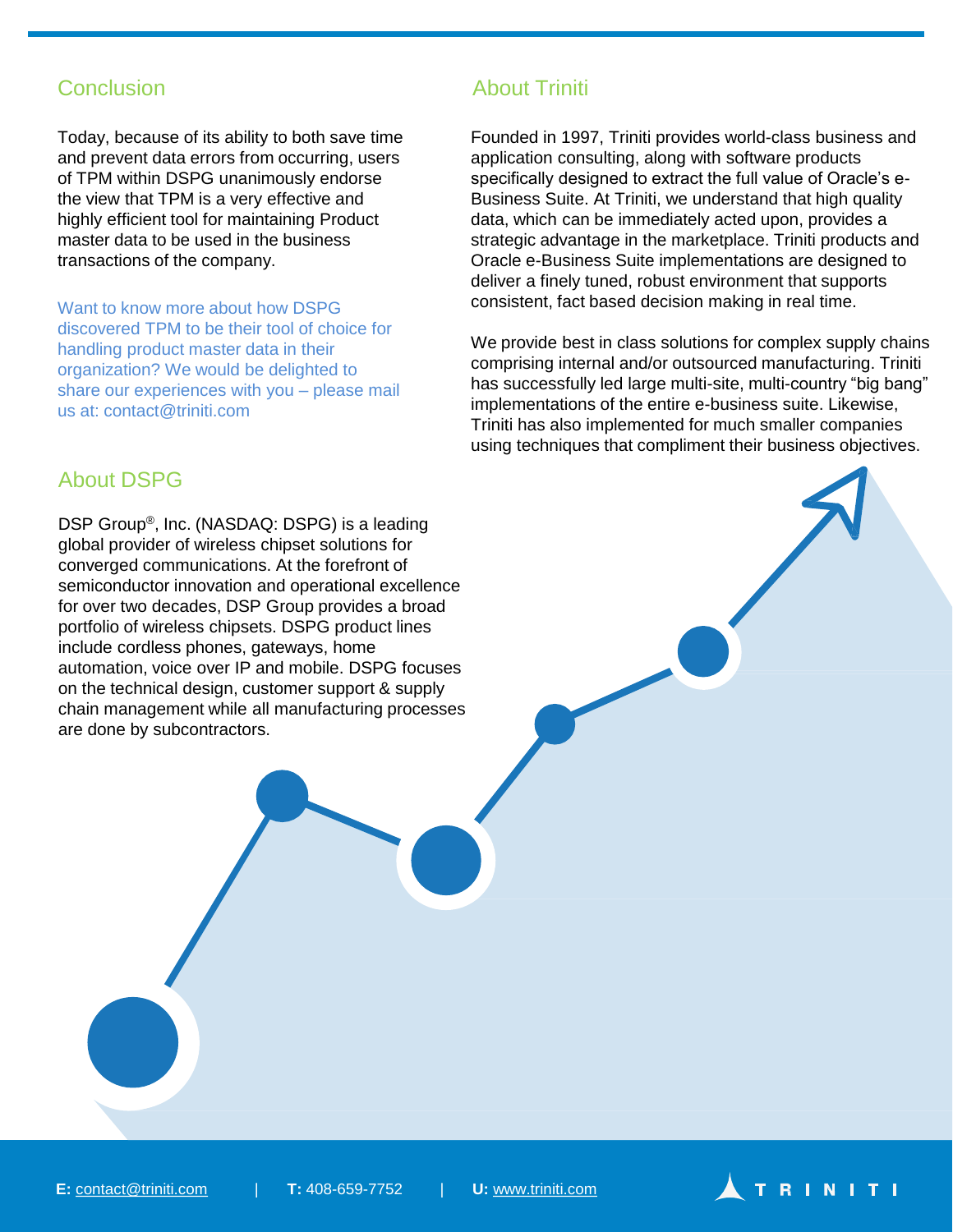## Conclusion

Today, because of its ability to both save time and prevent data errors from occurring, users of TPM within DSPG unanimously endorse the view that TPM is a very effective and highly efficient tool for maintaining Product master data to be used in the business transactions of the company.

Want to know more about how DSPG discovered TPM to be their tool of choice for handling product master data in their organization? We would be delighted to share our experiences with you – please mail us at: contact@triniti.com

## About DSPG

DSP Group®, Inc. (NASDAQ: DSPG) is a leading global provider of wireless chipset solutions for converged communications. At the forefront of semiconductor innovation and operational excellence for over two decades, DSP Group provides a broad portfolio of wireless chipsets. DSPG product lines include cordless phones, gateways, home automation, voice over IP and mobile. DSPG focuses on the technical design, customer support & supply chain management while all manufacturing processes are done by subcontractors.

## About Triniti

Founded in 1997, Triniti provides world-class business and application consulting, along with software products specifically designed to extract the full value of Oracle's e-Business Suite. At Triniti, we understand that high quality data, which can be immediately acted upon, provides a strategic advantage in the marketplace. Triniti products and Oracle e-Business Suite implementations are designed to deliver a finely tuned, robust environment that supports consistent, fact based decision making in real time.

We provide best in class solutions for complex supply chains comprising internal and/or outsourced manufacturing. Triniti has successfully led large multi-site, multi-country "big bang" implementations of the entire e-business suite. Likewise, Triniti has also implemented for much smaller companies using techniques that compliment their business objectives.

**E:** contact@triniti.com | **T:** 408-659-7752 | **U:** www.triniti.com

TRINITI